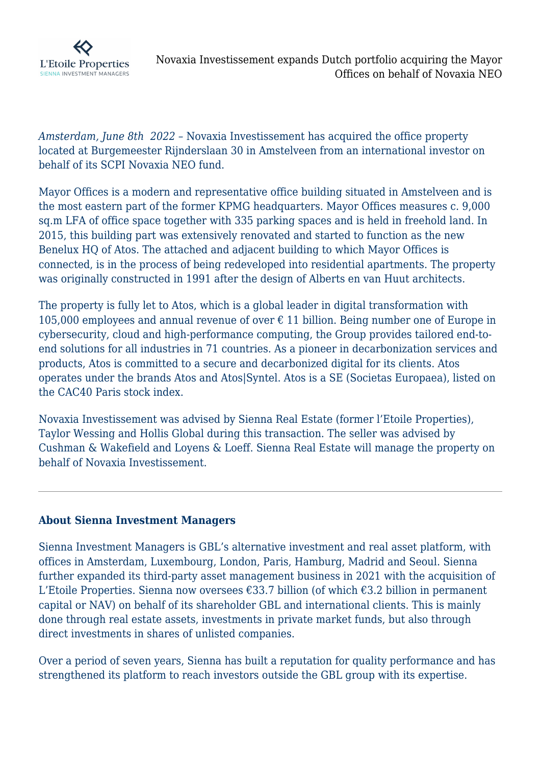# Novaxia Investissement expands Dutch portfolio acquiring the Mayor Offices on behalf of Novaxia NEO

*Amsterdam, June 8th 2022* – Novaxia Investissement has acquired the office property located at Burgemeester Rijnderslaan 30 in Amstelveen from an international investor on behalf of its SCPI Novaxia NEO fund.

Mayor Offices is a modern and representative office building situated in Amstelveen and is the most eastern part of the former KPMG headquarters. Mayor Offices measures c. 9,000 sq.m LFA of office space together with 335 parking spaces and is held in freehold land. In 2015, this building part was extensively renovated and started to function as the new Benelux HQ of Atos. The attached and adjacent building to which Mayor Offices is connected, is in the process of being redeveloped into residential apartments. The property was originally constructed in 1991 after the design of Alberts en van Huut architects.

The property is fully let to Atos, which is a global leader in digital transformation with 105,000 employees and annual revenue of over € 11 billion. Being number one of Europe in cybersecurity, cloud and high-performance computing, the Group provides tailored end-to-end solutions for all industries in 71 countries. As a pioneer in decarbonization services and products, Atos is committed to a secure and decarbonized digital for its clients. Atos operates under the brands Atos and Atos|Syntel. Atos is a SE (Societas Europaea), listed on the CAC40 Paris stock index.

Novaxia Investissement was advised by Sienna Real Estate (former l'Etoile Properties), Taylor Wessing and Hollis Global during this transaction. The seller was advised by Cushman & Wakefield and Loyens & Loeff. Sienna Real Estate will manage the property on behalf of Novaxia Investissement.

---

**About Sienna Investment Managers**

Sienna Investment Managers is GBL's alternative investment and real asset platform, with offices in Amsterdam, Luxembourg, London, Paris, Hamburg, Madrid and Seoul. Sienna further expanded its third-party asset management business in 2021 with the acquisition of L'Etoile Properties. Sienna now oversees €33.7 billion (of which €3.2 billion in permanent capital or NAV) on behalf of its shareholder GBL and international clients. This is mainly done through real estate assets, investments in private market funds, but also through direct investments in shares of unlisted companies.

Over a period of seven years, Sienna has built a reputation for quality performance and has strengthened its platform to reach investors outside the GBL group with its expertise.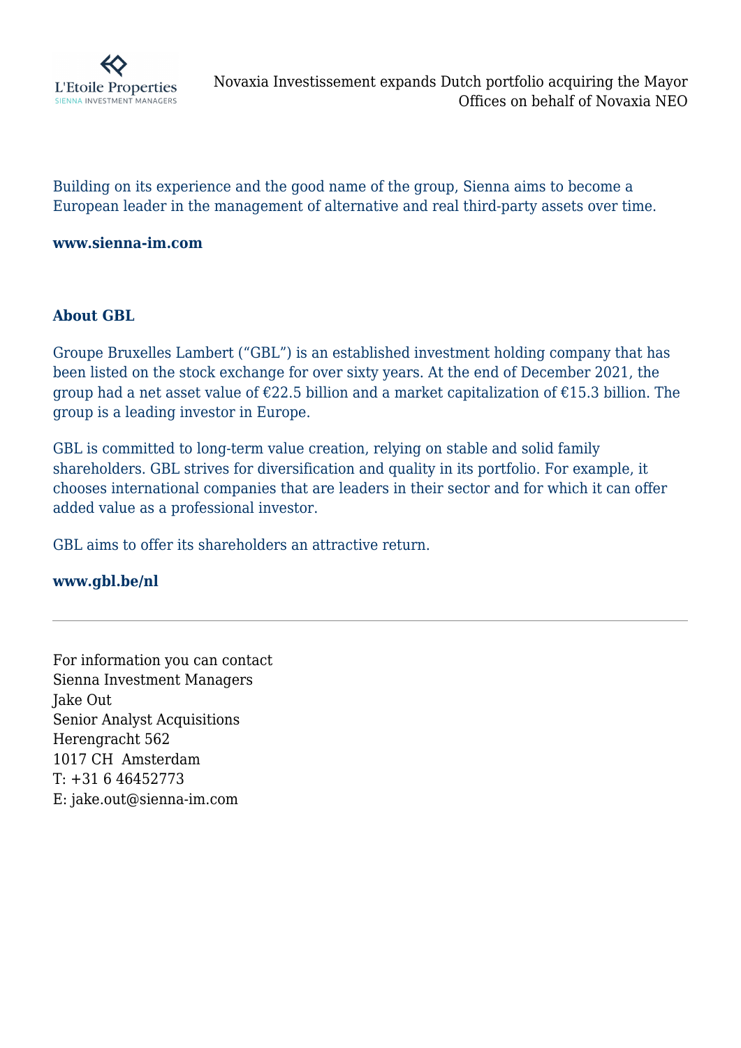Building on its experience and the good name of the group, Sienna aims to become a European leader in the management of alternative and real third-party assets over time.

**www.sienna-im.com**

**About GBL**

Groupe Bruxelles Lambert ("GBL") is an established investment holding company that has been listed on the stock exchange for over sixty years. At the end of December 2021, the group had a net asset value of €22.5 billion and a market capitalization of €15.3 billion. The group is a leading investor in Europe.

GBL is committed to long-term value creation, relying on stable and solid family shareholders. GBL strives for diversification and quality in its portfolio. For example, it chooses international companies that are leaders in their sector and for which it can offer added value as a professional investor.

GBL aims to offer its shareholders an attractive return.

**www.gbl.be/nl**

---

For information you can contact
Sienna Investment Managers
Jake Out
Senior Analyst Acquisitions
Herengracht 562
1017 CH Amsterdam
T: +31 6 46452773
E: jake.out@sienna-im.com